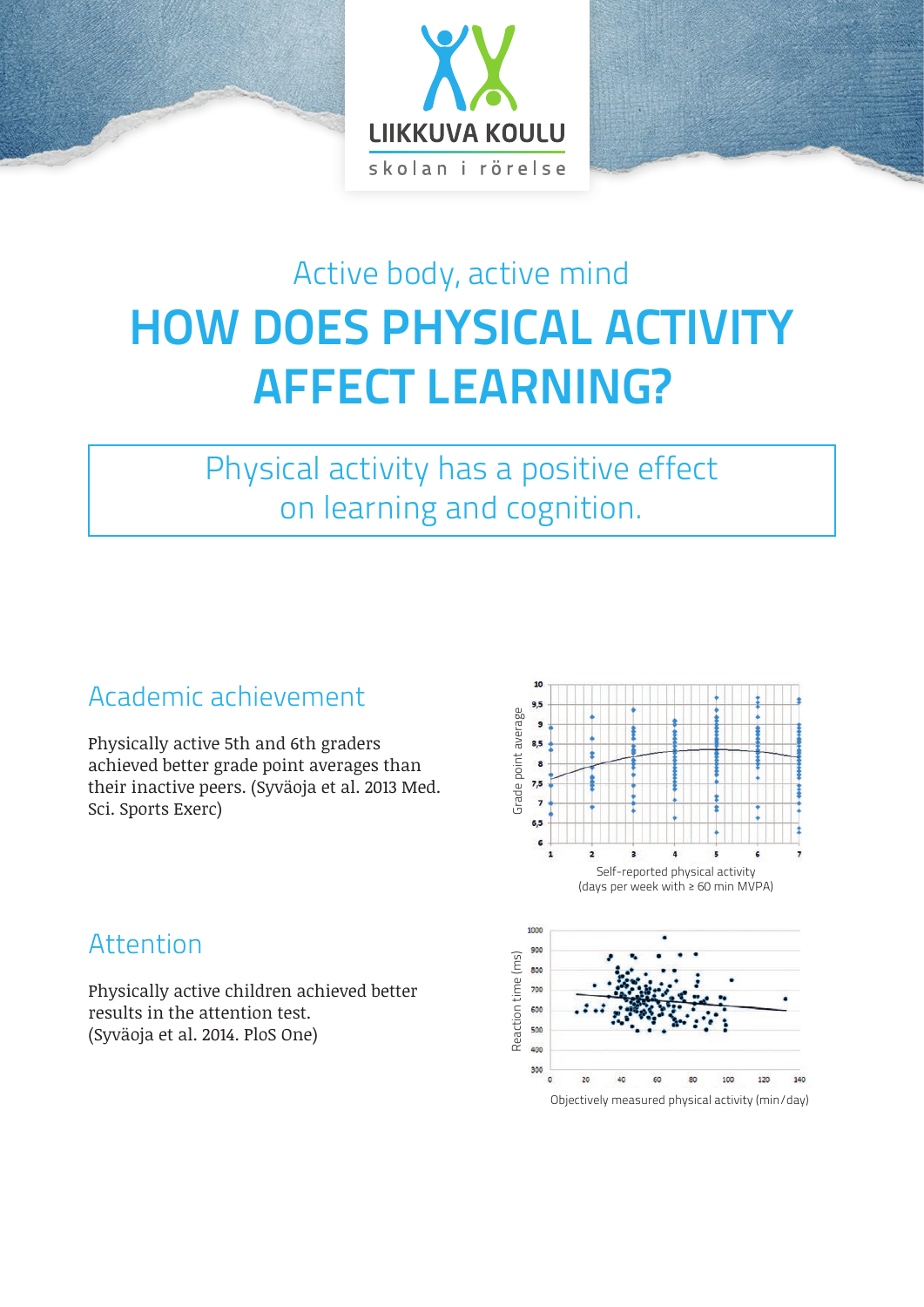LIIKKUVA KOULU

skolan i rörelse

## Active body, active mind

# HOW DOES PHYSICAL ACTIVITY AFFECT LEARNING?

Physical activity has a positive effect on learning and cognition.

## Academic achievement

Physically active 5th and 6th graders achieved better grade point averages than their inactive peers. (Syväoja et al. 2013 Med. Sci. Sports Exerc)

Self-reported physical activity (days per week with ≥ 60 min MVPA)

## Attention

Physically active children achieved better results in the attention test. (Syväoja et al. 2014. PloS One)

Objectively measured physical activity (min/day)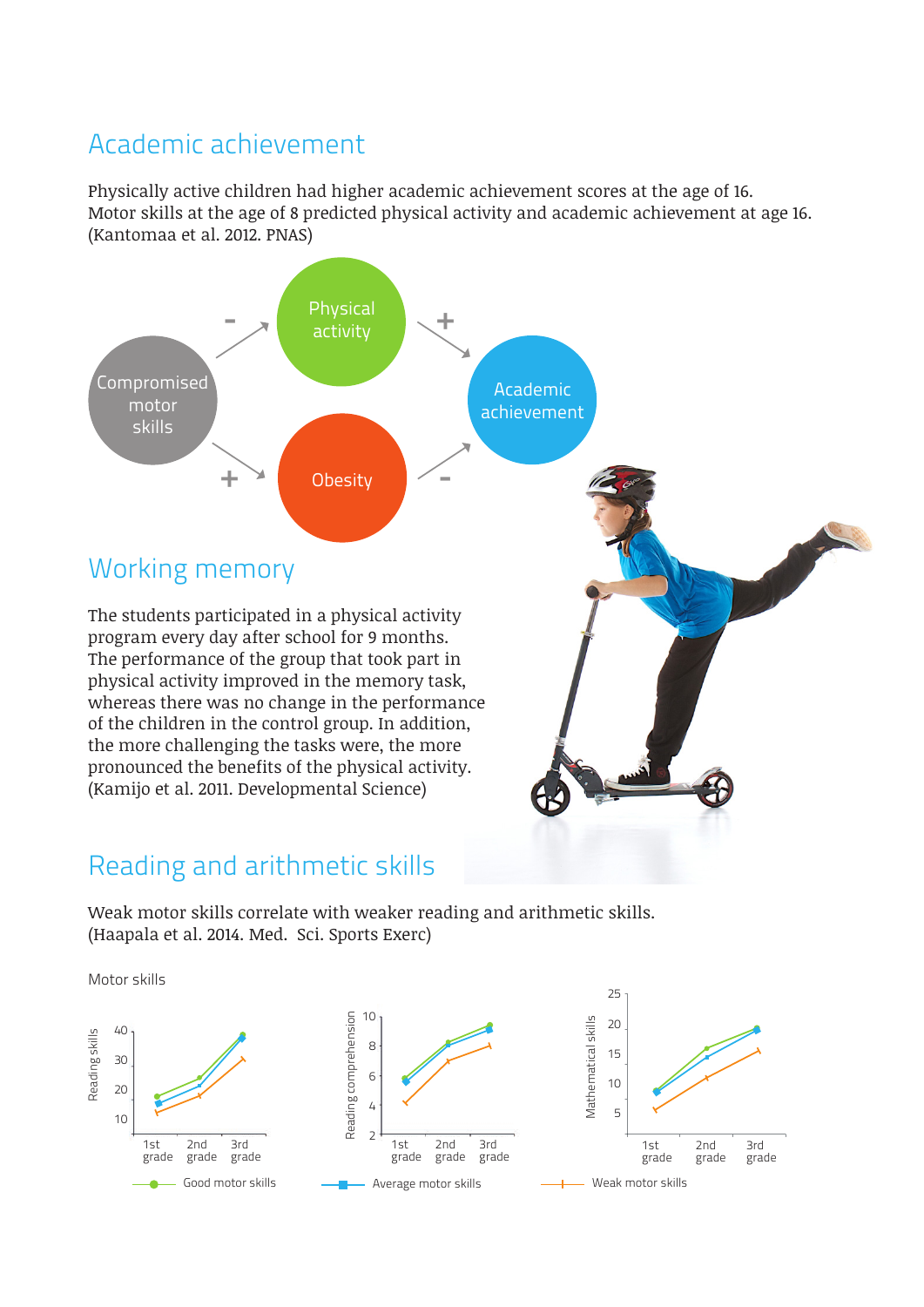## Academic achievement

Physically active children had higher academic achievement scores at the age of 16. Motor skills at the age of 8 predicted physical activity and academic achievement at age 16. (Kantomaa et al. 2012. PNAS)

Compromised motor skills → (-) Physical activity → (+) Academic achievement

Compromised motor skills → (+) Obesity → (-) Academic achievement

## Working memory

The students participated in a physical activity program every day after school for 9 months. The performance of the group that took part in physical activity improved in the memory task, whereas there was no change in the performance of the children in the control group. In addition, the more challenging the tasks were, the more pronounced the benefits of the physical activity. (Kamijo et al. 2011. Developmental Science)

## Reading and arithmetic skills

Weak motor skills correlate with weaker reading and arithmetic skills. (Haapala et al. 2014. Med. Sci. Sports Exerc)

Motor skills

Reading skills — 1st grade, 2nd grade, 3rd grade

Reading comprehension — 1st grade, 2nd grade, 3rd grade

Mathematical skills — 1st grade, 2nd grade, 3rd grade

Good motor skills — Average motor skills — Weak motor skills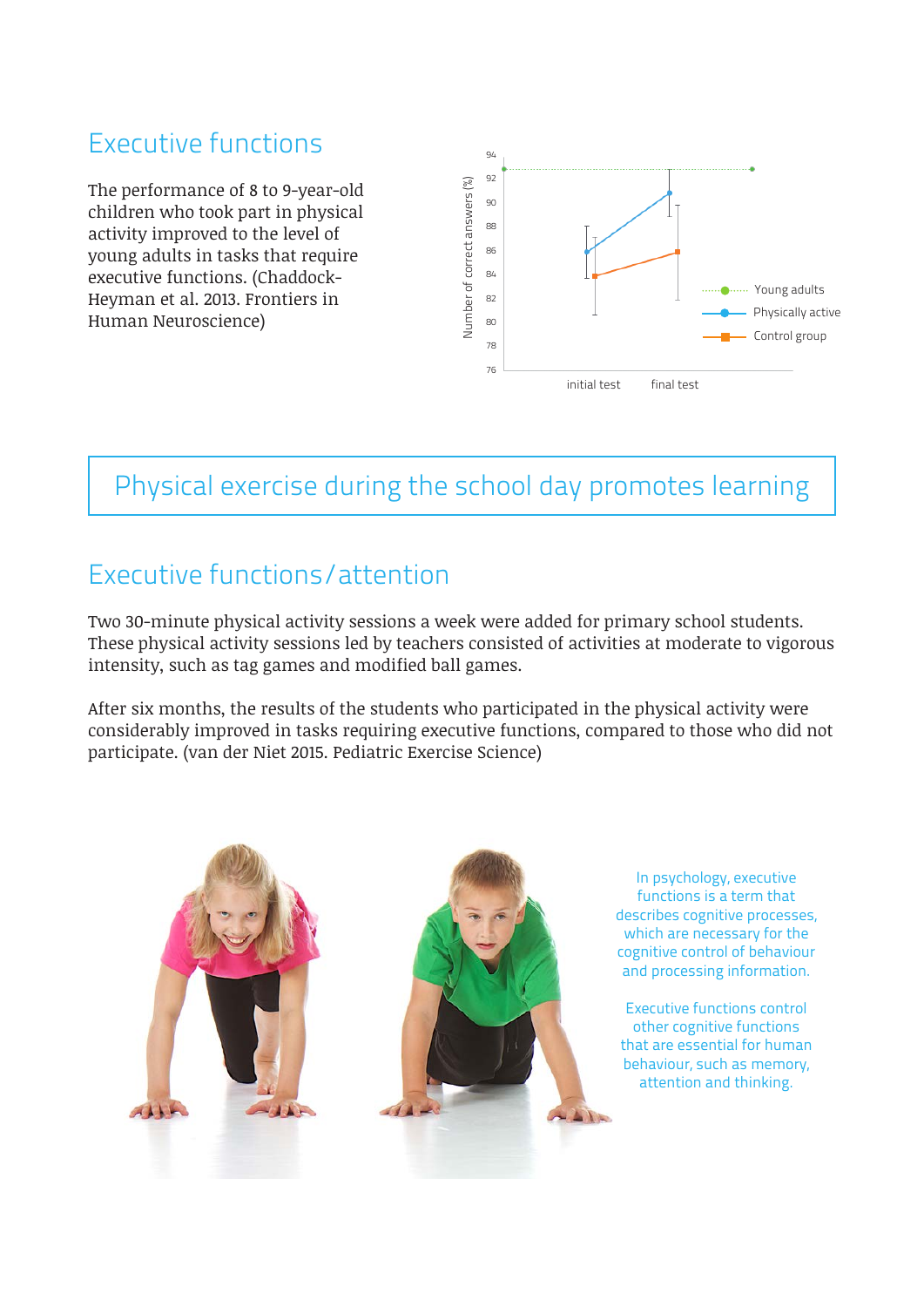## Executive functions

The performance of 8 to 9-year-old children who took part in physical activity improved to the level of young adults in tasks that require executive functions. (Chaddock-Heyman et al. 2013. Frontiers in Human Neuroscience)

## Physical exercise during the school day promotes learning

## Executive functions/attention

Two 30-minute physical activity sessions a week were added for primary school students. These physical activity sessions led by teachers consisted of activities at moderate to vigorous intensity, such as tag games and modified ball games.

After six months, the results of the students who participated in the physical activity were considerably improved in tasks requiring executive functions, compared to those who did not participate. (van der Niet 2015. Pediatric Exercise Science)

In psychology, executive functions is a term that describes cognitive processes, which are necessary for the cognitive control of behaviour and processing information.

Executive functions control other cognitive functions that are essential for human behaviour, such as memory, attention and thinking.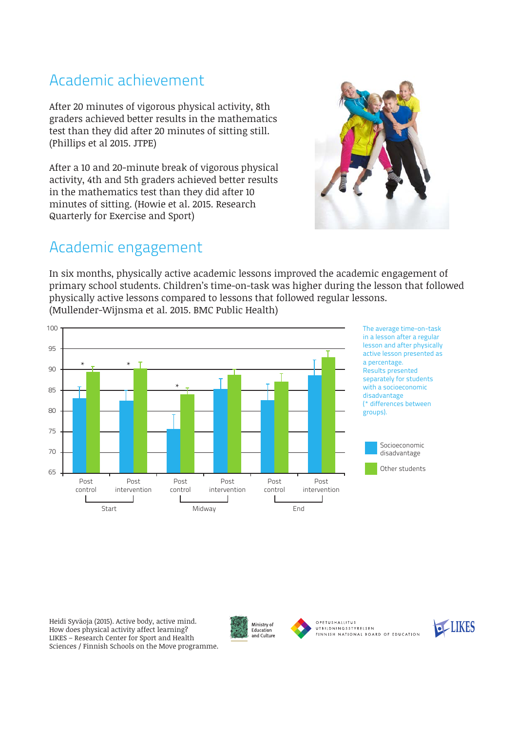## Academic achievement

After 20 minutes of vigorous physical activity, 8th graders achieved better results in the mathematics test than they did after 20 minutes of sitting still. (Phillips et al 2015. JTPE)

After a 10 and 20-minute break of vigorous physical activity, 4th and 5th graders achieved better results in the mathematics test than they did after 10 minutes of sitting. (Howie et al. 2015. Research Quarterly for Exercise and Sport)

## Academic engagement

In six months, physically active academic lessons improved the academic engagement of primary school students. Children's time-on-task was higher during the lesson that followed physically active lessons compared to lessons that followed regular lessons. (Mullender-Wijnsma et al. 2015. BMC Public Health)

100
95
90
85
80
75
70
65

Post control
Post intervention
Post control
Post intervention
Post control
Post intervention

Start
Midway
End

The average time-on-task in a lesson after a regular lesson and after physically active lesson presented as a percentage. Results presented separately for students with a socioeconomic disadvantage (* differences between groups).

Socioeconomic disadvantage

Other students

Heidi Syväoja (2015). Active body, active mind. How does physical activity affect learning? LIKES – Research Center for Sport and Health Sciences / Finnish Schools on the Move programme.

Ministry of Education and Culture

OPETUSHALLITUS UTBILDNINGSSTYRELSEN FINNISH NATIONAL BOARD OF EDUCATION

LIKES